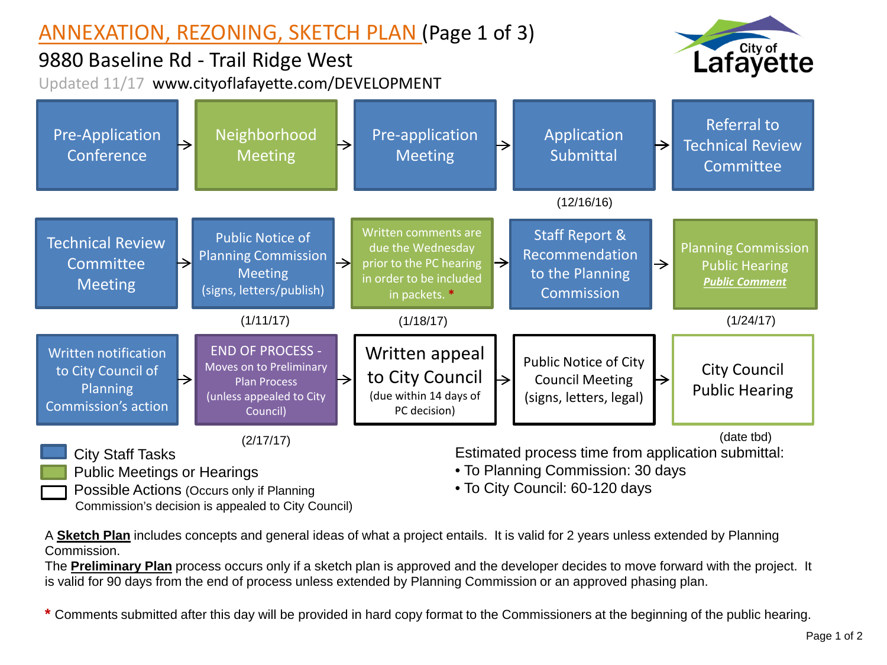# ANNEXATION, REZONING, SKETCH PLAN (Page 1 of 3)

## 9880 Baseline Rd - Trail Ridge West

Updated 11/17 www.cityoflafayette.com/DEVELOPMENT

City of Lafayette

Pre-Application Conference → Neighborhood Meeting → Pre-application Meeting → Application Submittal (12/16/16) → Referral to Technical Review Committee

Technical Review Committee Meeting → Public Notice of Planning Commission Meeting (signs, letters/publish) (1/11/17) → Written comments are due the Wednesday prior to the PC hearing in order to be included in packets. * (1/18/17) → Staff Report & Recommendation to the Planning Commission → Planning Commission Public Hearing ***Public Comment*** (1/24/17)

Written notification to City Council of Planning Commission's action → END OF PROCESS - Moves on to Preliminary Plan Process (unless appealed to City Council) (2/17/17) → Written appeal to City Council (due within 14 days of PC decision) → Public Notice of City Council Meeting (signs, letters, legal) → City Council Public Hearing (date tbd)

- City Staff Tasks (blue)
- Public Meetings or Hearings (green)
- Possible Actions (white) (Occurs only if Planning Commission's decision is appealed to City Council)

Estimated process time from application submittal:
- To Planning Commission: 30 days
- To City Council: 60-120 days

A **Sketch Plan** includes concepts and general ideas of what a project entails. It is valid for 2 years unless extended by Planning Commission.

The **Preliminary Plan** process occurs only if a sketch plan is approved and the developer decides to move forward with the project. It is valid for 90 days from the end of process unless extended by Planning Commission or an approved phasing plan.

\* Comments submitted after this day will be provided in hard copy format to the Commissioners at the beginning of the public hearing.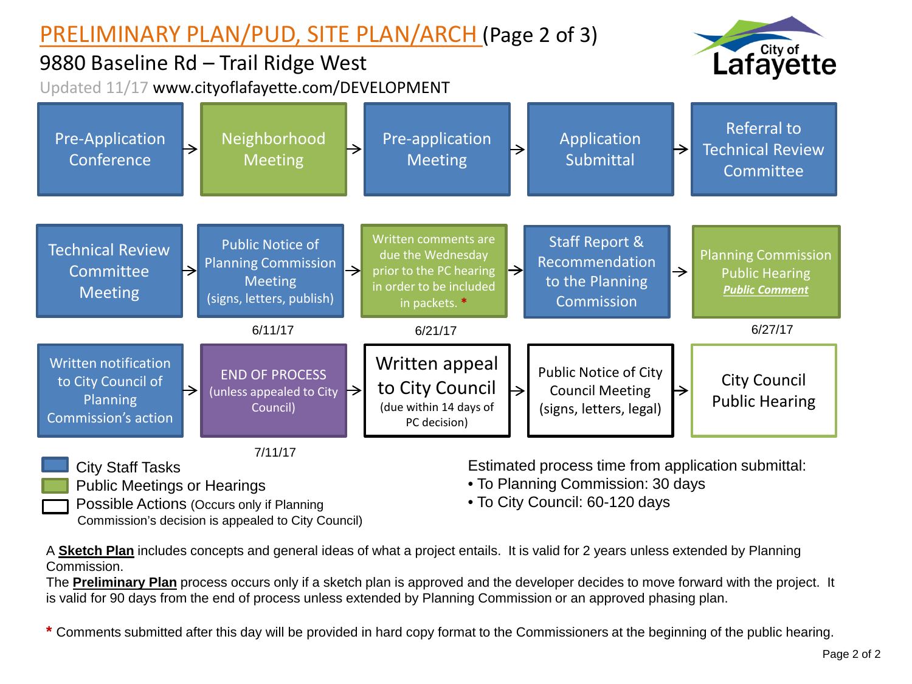# PRELIMINARY PLAN/PUD, SITE PLAN/ARCH (Page 2 of 3)

## 9880 Baseline Rd – Trail Ridge West

Updated 11/17 www.cityoflafayette.com/DEVELOPMENT

City of Lafayette

Pre-Application Conference → Neighborhood Meeting → Pre-application Meeting → Application Submittal → Referral to Technical Review Committee

Technical Review Committee Meeting → Public Notice of Planning Commission Meeting (signs, letters, publish) → Written comments are due the Wednesday prior to the PC hearing in order to be included in packets. * → Staff Report & Recommendation to the Planning Commission → Planning Commission Public Hearing ***Public Comment***

6/11/17 | 6/21/17 | 6/27/17

Written notification to City Council of Planning Commission's action → END OF PROCESS (unless appealed to City Council) → Written appeal to City Council (due within 14 days of PC decision) → Public Notice of City Council Meeting (signs, letters, legal) → City Council Public Hearing

7/11/17

- City Staff Tasks
- Public Meetings or Hearings
- Possible Actions (Occurs only if Planning Commission's decision is appealed to City Council)

Estimated process time from application submittal:

- To Planning Commission: 30 days
- To City Council: 60-120 days

A **Sketch Plan** includes concepts and general ideas of what a project entails. It is valid for 2 years unless extended by Planning Commission.

The **Preliminary Plan** process occurs only if a sketch plan is approved and the developer decides to move forward with the project. It is valid for 90 days from the end of process unless extended by Planning Commission or an approved phasing plan.

* Comments submitted after this day will be provided in hard copy format to the Commissioners at the beginning of the public hearing.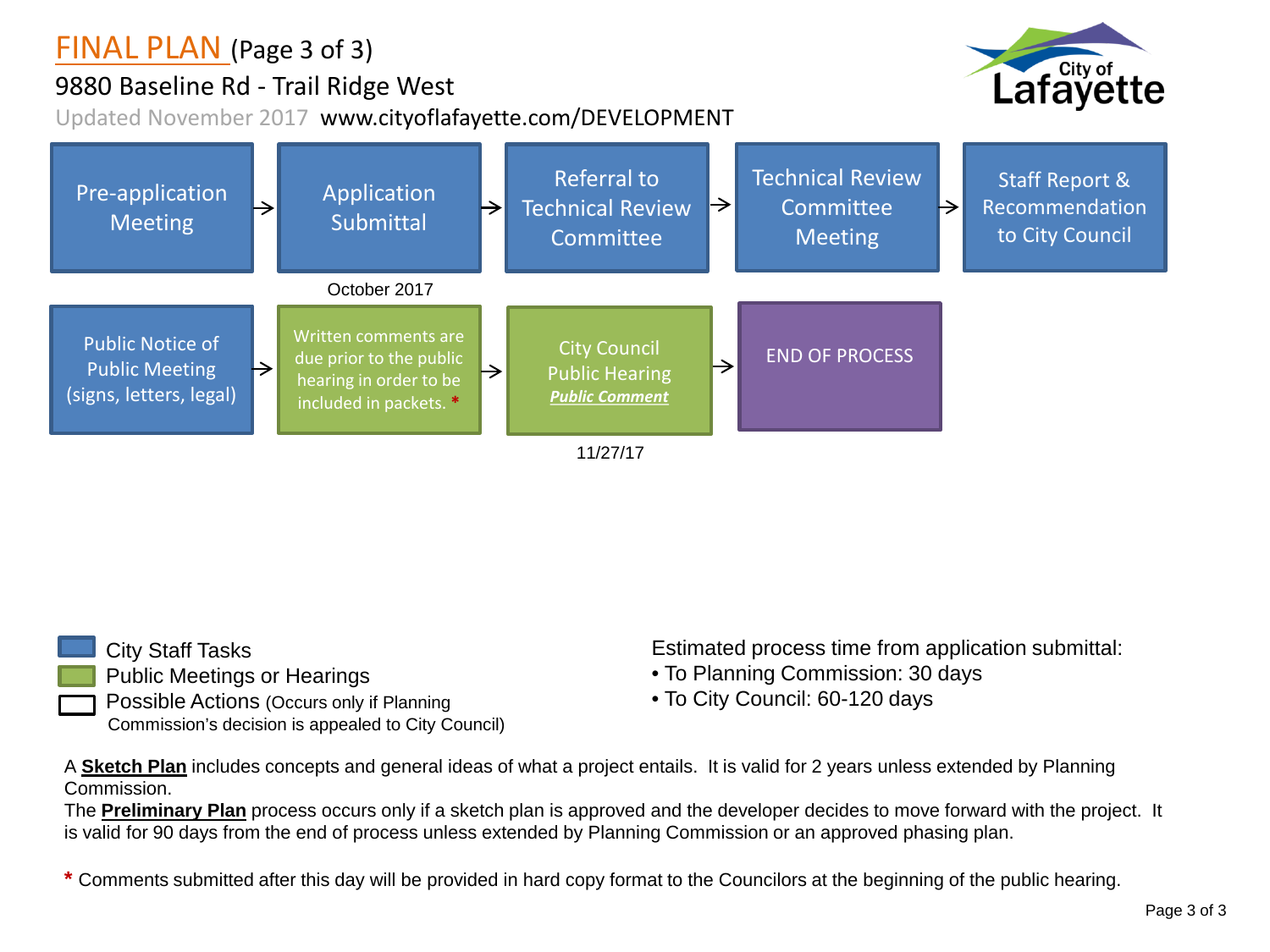# FINAL PLAN (Page 3 of 3)

9880 Baseline Rd - Trail Ridge West

Updated November 2017 www.cityoflafayette.com/DEVELOPMENT

City of Lafayette

Pre-application Meeting → Application Submittal → Referral to Technical Review Committee → Technical Review Committee Meeting → Staff Report & Recommendation to City Council

October 2017

Public Notice of Public Meeting (signs, letters, legal) → Written comments are due prior to the public hearing in order to be included in packets. * → City Council Public Hearing ***Public Comment*** → END OF PROCESS

11/27/17

- City Staff Tasks
- Public Meetings or Hearings
- Possible Actions (Occurs only if Planning Commission's decision is appealed to City Council)

Estimated process time from application submittal:

- To Planning Commission: 30 days
- To City Council: 60-120 days

A **Sketch Plan** includes concepts and general ideas of what a project entails. It is valid for 2 years unless extended by Planning Commission.

The **Preliminary Plan** process occurs only if a sketch plan is approved and the developer decides to move forward with the project. It is valid for 90 days from the end of process unless extended by Planning Commission or an approved phasing plan.

\* Comments submitted after this day will be provided in hard copy format to the Councilors at the beginning of the public hearing.